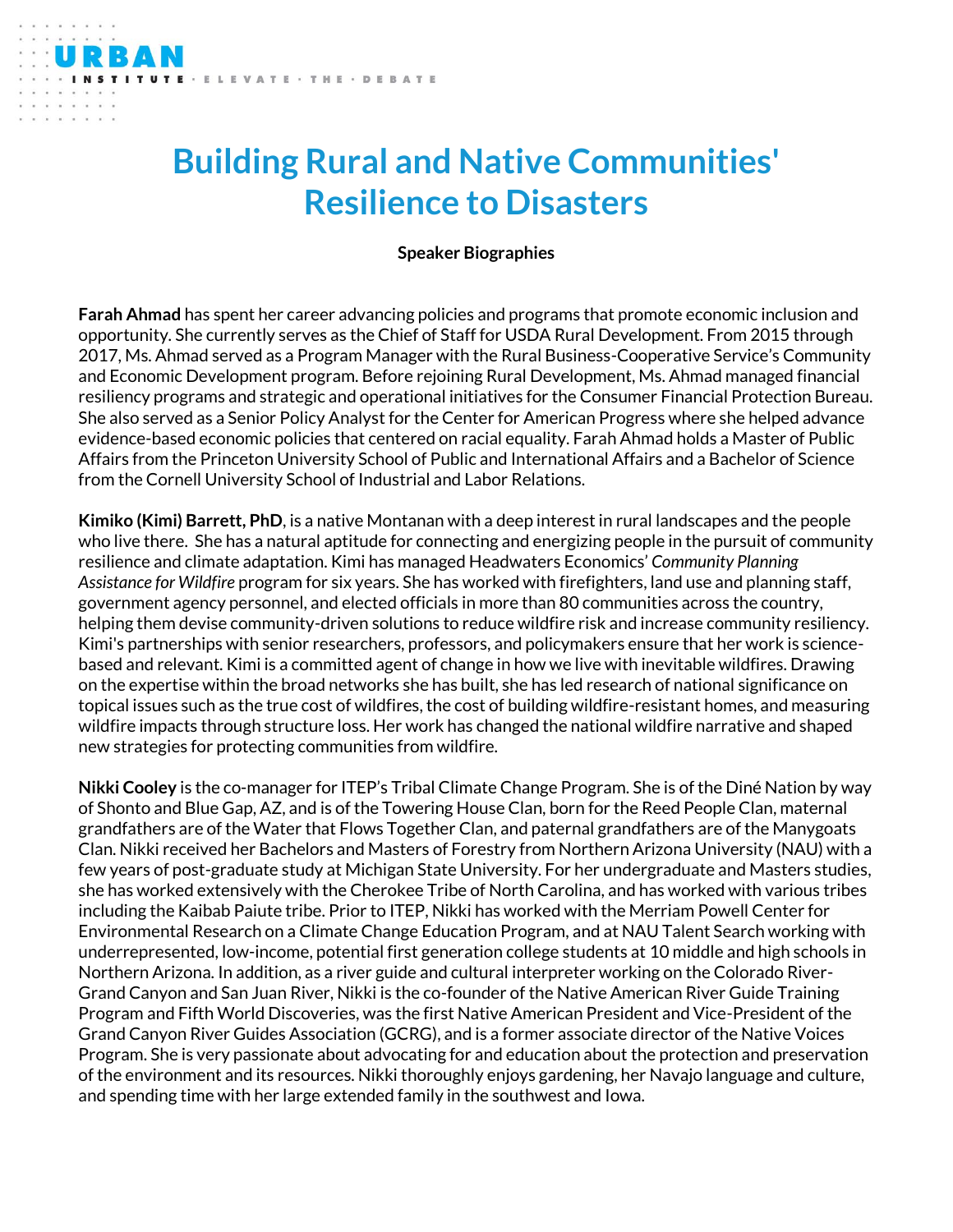# Building Rural and Native Communities' Resilience to Disasters

**Speaker Biographies**

**Farah Ahmad** has spent her career advancing policies and programs that promote economic inclusion and opportunity. She currently serves as the Chief of Staff for USDA Rural Development. From 2015 through 2017, Ms. Ahmad served as a Program Manager with the Rural Business-Cooperative Service's Community and Economic Development program. Before rejoining Rural Development, Ms. Ahmad managed financial resiliency programs and strategic and operational initiatives for the Consumer Financial Protection Bureau. She also served as a Senior Policy Analyst for the Center for American Progress where she helped advance evidence-based economic policies that centered on racial equality. Farah Ahmad holds a Master of Public Affairs from the Princeton University School of Public and International Affairs and a Bachelor of Science from the Cornell University School of Industrial and Labor Relations.

**Kimiko (Kimi) Barrett, PhD**, is a native Montanan with a deep interest in rural landscapes and the people who live there. She has a natural aptitude for connecting and energizing people in the pursuit of community resilience and climate adaptation. Kimi has managed Headwaters Economics' *Community Planning Assistance for Wildfire* program for six years. She has worked with firefighters, land use and planning staff, government agency personnel, and elected officials in more than 80 communities across the country, helping them devise community-driven solutions to reduce wildfire risk and increase community resiliency. Kimi's partnerships with senior researchers, professors, and policymakers ensure that her work is science-based and relevant. Kimi is a committed agent of change in how we live with inevitable wildfires. Drawing on the expertise within the broad networks she has built, she has led research of national significance on topical issues such as the true cost of wildfires, the cost of building wildfire-resistant homes, and measuring wildfire impacts through structure loss. Her work has changed the national wildfire narrative and shaped new strategies for protecting communities from wildfire.

**Nikki Cooley** is the co-manager for ITEP's Tribal Climate Change Program. She is of the Diné Nation by way of Shonto and Blue Gap, AZ, and is of the Towering House Clan, born for the Reed People Clan, maternal grandfathers are of the Water that Flows Together Clan, and paternal grandfathers are of the Manygoats Clan. Nikki received her Bachelors and Masters of Forestry from Northern Arizona University (NAU) with a few years of post-graduate study at Michigan State University. For her undergraduate and Masters studies, she has worked extensively with the Cherokee Tribe of North Carolina, and has worked with various tribes including the Kaibab Paiute tribe. Prior to ITEP, Nikki has worked with the Merriam Powell Center for Environmental Research on a Climate Change Education Program, and at NAU Talent Search working with underrepresented, low-income, potential first generation college students at 10 middle and high schools in Northern Arizona. In addition, as a river guide and cultural interpreter working on the Colorado River-Grand Canyon and San Juan River, Nikki is the co-founder of the Native American River Guide Training Program and Fifth World Discoveries, was the first Native American President and Vice-President of the Grand Canyon River Guides Association (GCRG), and is a former associate director of the Native Voices Program. She is very passionate about advocating for and education about the protection and preservation of the environment and its resources. Nikki thoroughly enjoys gardening, her Navajo language and culture, and spending time with her large extended family in the southwest and Iowa.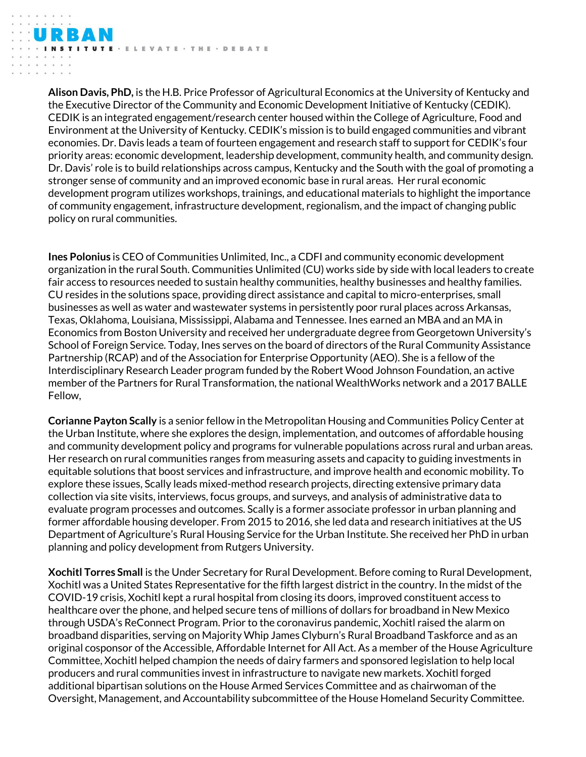**Alison Davis, PhD,** is the H.B. Price Professor of Agricultural Economics at the University of Kentucky and the Executive Director of the Community and Economic Development Initiative of Kentucky (CEDIK). CEDIK is an integrated engagement/research center housed within the College of Agriculture, Food and Environment at the University of Kentucky. CEDIK's mission is to build engaged communities and vibrant economies. Dr. Davis leads a team of fourteen engagement and research staff to support for CEDIK's four priority areas: economic development, leadership development, community health, and community design. Dr. Davis' role is to build relationships across campus, Kentucky and the South with the goal of promoting a stronger sense of community and an improved economic base in rural areas. Her rural economic development program utilizes workshops, trainings, and educational materials to highlight the importance of community engagement, infrastructure development, regionalism, and the impact of changing public policy on rural communities.

**Ines Polonius** is CEO of Communities Unlimited, Inc., a CDFI and community economic development organization in the rural South. Communities Unlimited (CU) works side by side with local leaders to create fair access to resources needed to sustain healthy communities, healthy businesses and healthy families. CU resides in the solutions space, providing direct assistance and capital to micro-enterprises, small businesses as well as water and wastewater systems in persistently poor rural places across Arkansas, Texas, Oklahoma, Louisiana, Mississippi, Alabama and Tennessee. Ines earned an MBA and an MA in Economics from Boston University and received her undergraduate degree from Georgetown University's School of Foreign Service. Today, Ines serves on the board of directors of the Rural Community Assistance Partnership (RCAP) and of the Association for Enterprise Opportunity (AEO). She is a fellow of the Interdisciplinary Research Leader program funded by the Robert Wood Johnson Foundation, an active member of the Partners for Rural Transformation, the national WealthWorks network and a 2017 BALLE Fellow,

**Corianne Payton Scally** is a senior fellow in the Metropolitan Housing and Communities Policy Center at the Urban Institute, where she explores the design, implementation, and outcomes of affordable housing and community development policy and programs for vulnerable populations across rural and urban areas. Her research on rural communities ranges from measuring assets and capacity to guiding investments in equitable solutions that boost services and infrastructure, and improve health and economic mobility. To explore these issues, Scally leads mixed-method research projects, directing extensive primary data collection via site visits, interviews, focus groups, and surveys, and analysis of administrative data to evaluate program processes and outcomes. Scally is a former associate professor in urban planning and former affordable housing developer. From 2015 to 2016, she led data and research initiatives at the US Department of Agriculture's Rural Housing Service for the Urban Institute. She received her PhD in urban planning and policy development from Rutgers University.

**Xochitl Torres Small** is the Under Secretary for Rural Development. Before coming to Rural Development, Xochitl was a United States Representative for the fifth largest district in the country. In the midst of the COVID-19 crisis, Xochitl kept a rural hospital from closing its doors, improved constituent access to healthcare over the phone, and helped secure tens of millions of dollars for broadband in New Mexico through USDA's ReConnect Program. Prior to the coronavirus pandemic, Xochitl raised the alarm on broadband disparities, serving on Majority Whip James Clyburn's Rural Broadband Taskforce and as an original cosponsor of the Accessible, Affordable Internet for All Act. As a member of the House Agriculture Committee, Xochitl helped champion the needs of dairy farmers and sponsored legislation to help local producers and rural communities invest in infrastructure to navigate new markets. Xochitl forged additional bipartisan solutions on the House Armed Services Committee and as chairwoman of the Oversight, Management, and Accountability subcommittee of the House Homeland Security Committee.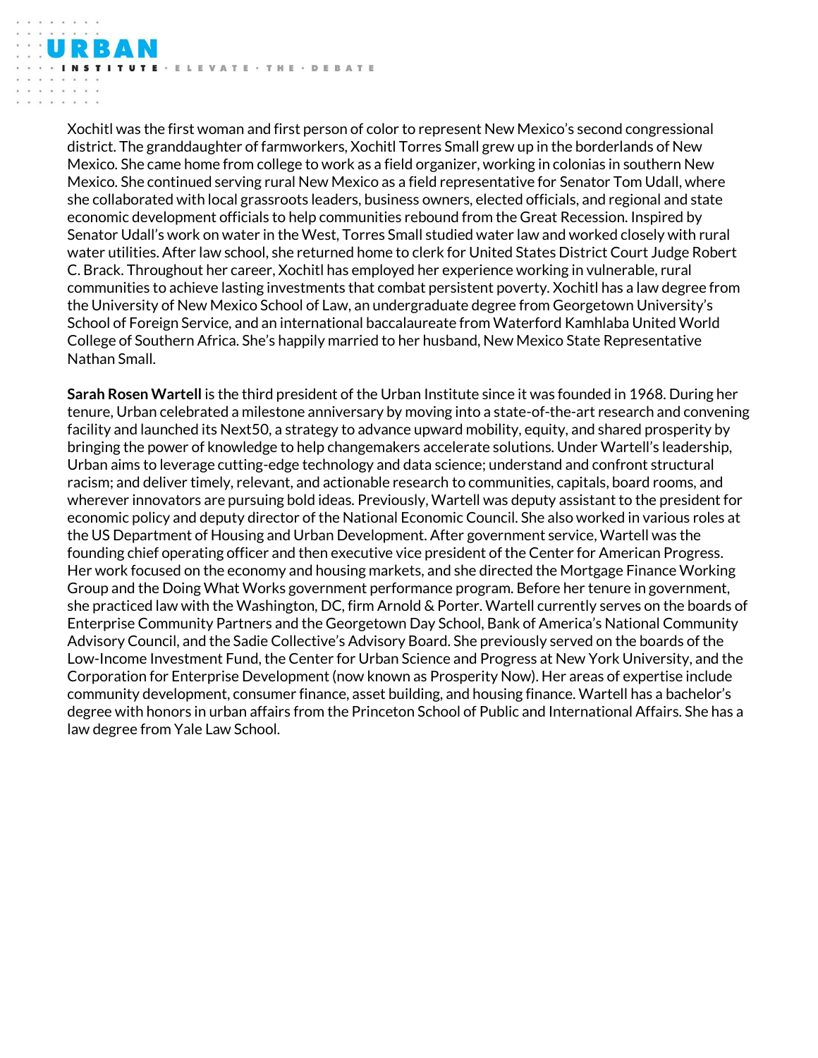Xochitl was the first woman and first person of color to represent New Mexico's second congressional district. The granddaughter of farmworkers, Xochitl Torres Small grew up in the borderlands of New Mexico. She came home from college to work as a field organizer, working in colonias in southern New Mexico. She continued serving rural New Mexico as a field representative for Senator Tom Udall, where she collaborated with local grassroots leaders, business owners, elected officials, and regional and state economic development officials to help communities rebound from the Great Recession. Inspired by Senator Udall's work on water in the West, Torres Small studied water law and worked closely with rural water utilities. After law school, she returned home to clerk for United States District Court Judge Robert C. Brack. Throughout her career, Xochitl has employed her experience working in vulnerable, rural communities to achieve lasting investments that combat persistent poverty. Xochitl has a law degree from the University of New Mexico School of Law, an undergraduate degree from Georgetown University's School of Foreign Service, and an international baccalaureate from Waterford Kamhlaba United World College of Southern Africa. She's happily married to her husband, New Mexico State Representative Nathan Small.

**Sarah Rosen Wartell** is the third president of the Urban Institute since it was founded in 1968. During her tenure, Urban celebrated a milestone anniversary by moving into a state-of-the-art research and convening facility and launched its Next50, a strategy to advance upward mobility, equity, and shared prosperity by bringing the power of knowledge to help changemakers accelerate solutions. Under Wartell's leadership, Urban aims to leverage cutting-edge technology and data science; understand and confront structural racism; and deliver timely, relevant, and actionable research to communities, capitals, board rooms, and wherever innovators are pursuing bold ideas. Previously, Wartell was deputy assistant to the president for economic policy and deputy director of the National Economic Council. She also worked in various roles at the US Department of Housing and Urban Development. After government service, Wartell was the founding chief operating officer and then executive vice president of the Center for American Progress. Her work focused on the economy and housing markets, and she directed the Mortgage Finance Working Group and the Doing What Works government performance program. Before her tenure in government, she practiced law with the Washington, DC, firm Arnold & Porter. Wartell currently serves on the boards of Enterprise Community Partners and the Georgetown Day School, Bank of America's National Community Advisory Council, and the Sadie Collective's Advisory Board. She previously served on the boards of the Low-Income Investment Fund, the Center for Urban Science and Progress at New York University, and the Corporation for Enterprise Development (now known as Prosperity Now). Her areas of expertise include community development, consumer finance, asset building, and housing finance. Wartell has a bachelor's degree with honors in urban affairs from the Princeton School of Public and International Affairs. She has a law degree from Yale Law School.